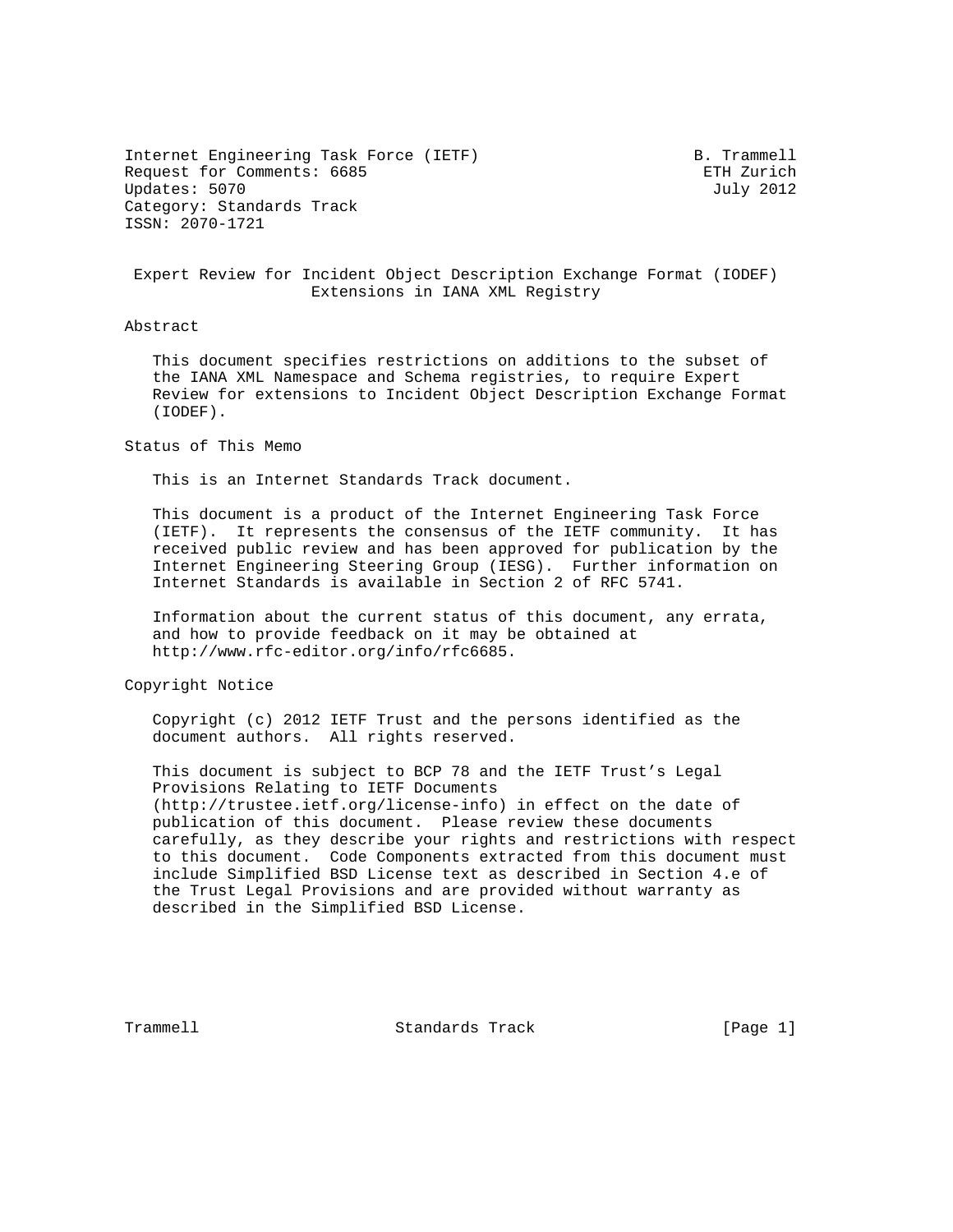Internet Engineering Task Force (IETF)  
Request for Comments: 6685  
Updates: 5070  
Category: Standards Track  
ISSN: 2070-1721

B. Trammell  
ETH Zurich  
July 2012

# Expert Review for Incident Object Description Exchange Format (IODEF) Extensions in IANA XML Registry

## Abstract

This document specifies restrictions on additions to the subset of the IANA XML Namespace and Schema registries, to require Expert Review for extensions to Incident Object Description Exchange Format (IODEF).

## Status of This Memo

This is an Internet Standards Track document.

This document is a product of the Internet Engineering Task Force (IETF). It represents the consensus of the IETF community. It has received public review and has been approved for publication by the Internet Engineering Steering Group (IESG). Further information on Internet Standards is available in Section 2 of RFC 5741.

Information about the current status of this document, any errata, and how to provide feedback on it may be obtained at http://www.rfc-editor.org/info/rfc6685.

## Copyright Notice

Copyright (c) 2012 IETF Trust and the persons identified as the document authors. All rights reserved.

This document is subject to BCP 78 and the IETF Trust's Legal Provisions Relating to IETF Documents (http://trustee.ietf.org/license-info) in effect on the date of publication of this document. Please review these documents carefully, as they describe your rights and restrictions with respect to this document. Code Components extracted from this document must include Simplified BSD License text as described in Section 4.e of the Trust Legal Provisions and are provided without warranty as described in the Simplified BSD License.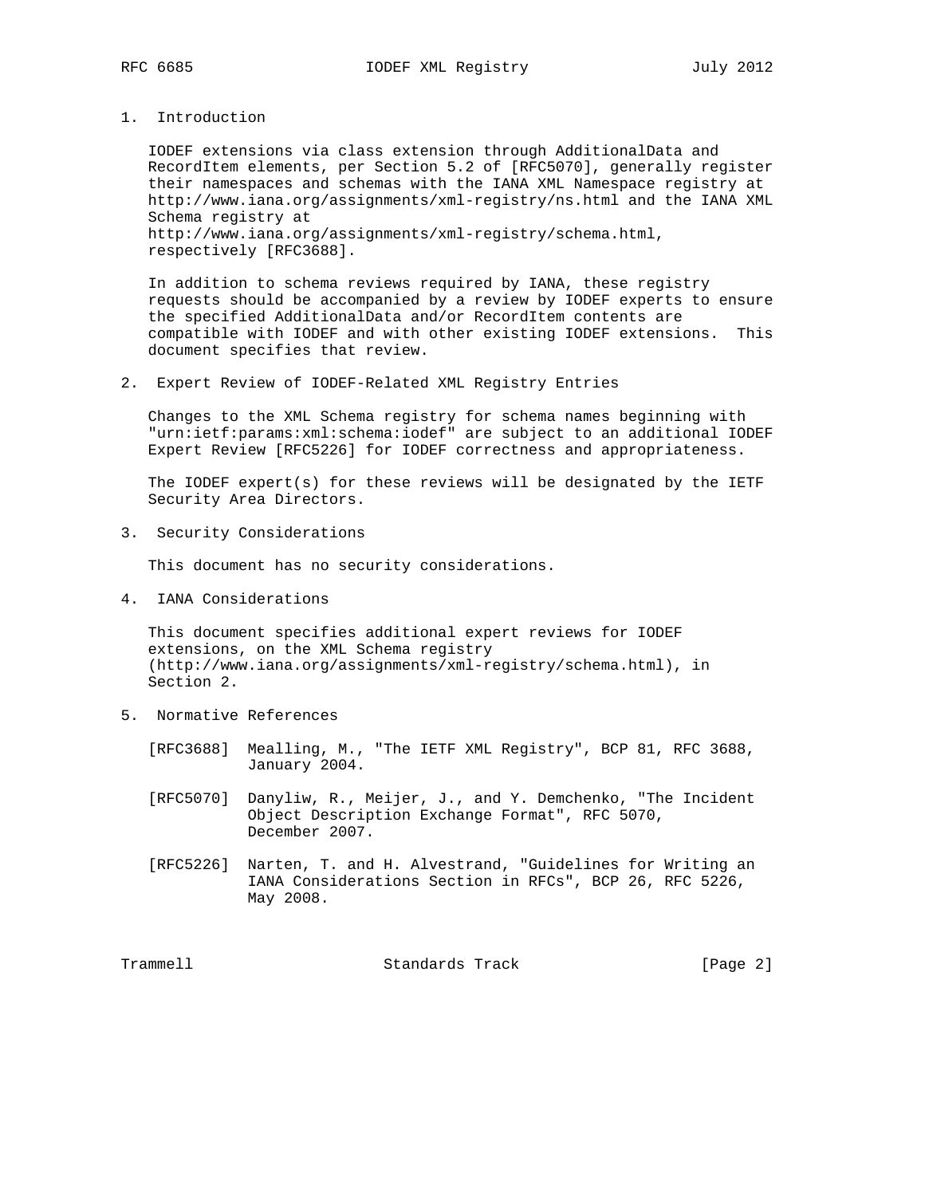## 1. Introduction

IODEF extensions via class extension through AdditionalData and RecordItem elements, per Section 5.2 of [RFC5070], generally register their namespaces and schemas with the IANA XML Namespace registry at http://www.iana.org/assignments/xml-registry/ns.html and the IANA XML Schema registry at http://www.iana.org/assignments/xml-registry/schema.html, respectively [RFC3688].

In addition to schema reviews required by IANA, these registry requests should be accompanied by a review by IODEF experts to ensure the specified AdditionalData and/or RecordItem contents are compatible with IODEF and with other existing IODEF extensions. This document specifies that review.

## 2. Expert Review of IODEF-Related XML Registry Entries

Changes to the XML Schema registry for schema names beginning with "urn:ietf:params:xml:schema:iodef" are subject to an additional IODEF Expert Review [RFC5226] for IODEF correctness and appropriateness.

The IODEF expert(s) for these reviews will be designated by the IETF Security Area Directors.

## 3. Security Considerations

This document has no security considerations.

## 4. IANA Considerations

This document specifies additional expert reviews for IODEF extensions, on the XML Schema registry (http://www.iana.org/assignments/xml-registry/schema.html), in Section 2.

## 5. Normative References

[RFC3688] Mealling, M., "The IETF XML Registry", BCP 81, RFC 3688, January 2004.

[RFC5070] Danyliw, R., Meijer, J., and Y. Demchenko, "The Incident Object Description Exchange Format", RFC 5070, December 2007.

[RFC5226] Narten, T. and H. Alvestrand, "Guidelines for Writing an IANA Considerations Section in RFCs", BCP 26, RFC 5226, May 2008.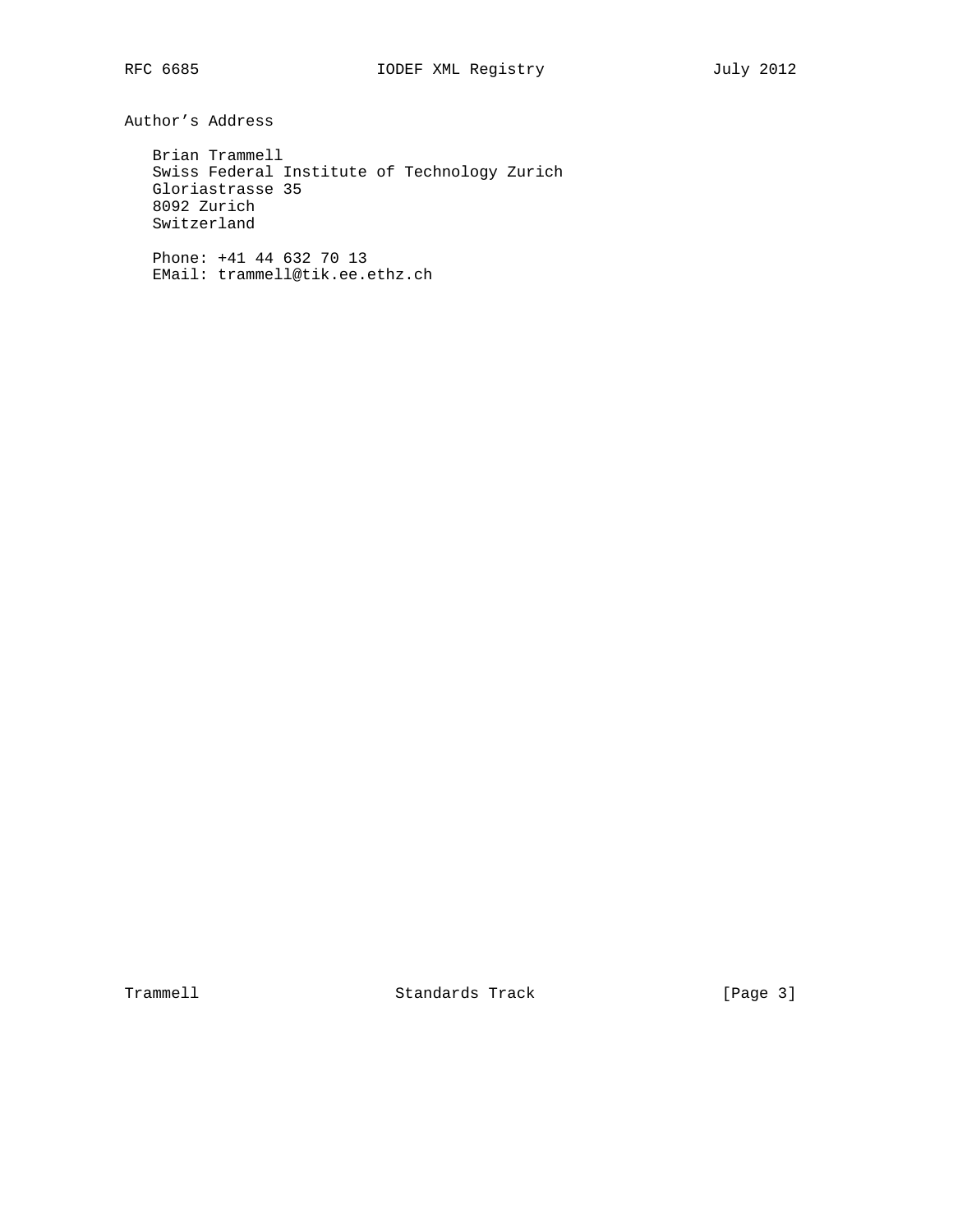## Author's Address

Brian Trammell
Swiss Federal Institute of Technology Zurich
Gloriastrasse 35
8092 Zurich
Switzerland

Phone: +41 44 632 70 13
EMail: trammell@tik.ee.ethz.ch